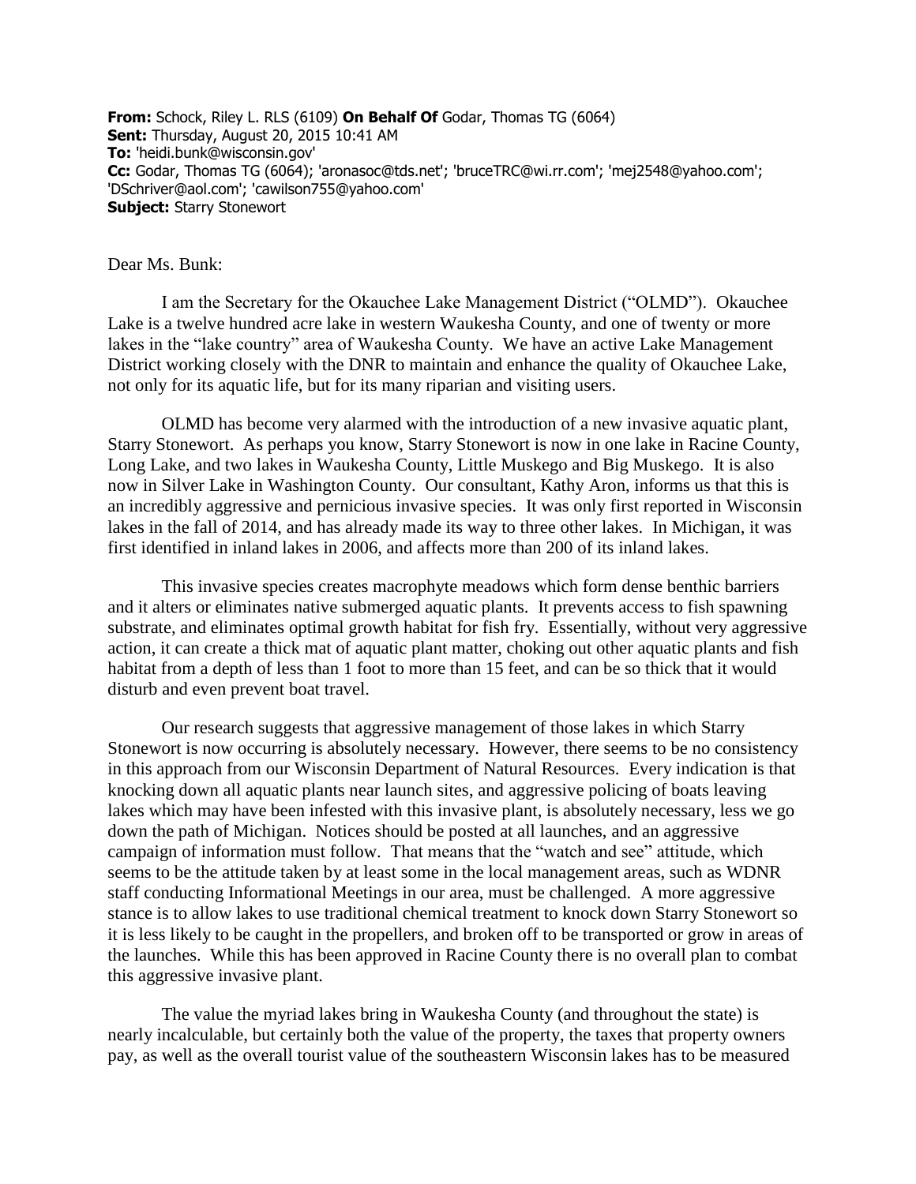**From:** Schock, Riley L. RLS (6109) **On Behalf Of** Godar, Thomas TG (6064)
**Sent:** Thursday, August 20, 2015 10:41 AM
**To:** 'heidi.bunk@wisconsin.gov'
**Cc:** Godar, Thomas TG (6064); 'aronasoc@tds.net'; 'bruceTRC@wi.rr.com'; 'mej2548@yahoo.com'; 'DSchriver@aol.com'; 'cawilson755@yahoo.com'
**Subject:** Starry Stonewort

Dear Ms. Bunk:

I am the Secretary for the Okauchee Lake Management District ("OLMD"). Okauchee Lake is a twelve hundred acre lake in western Waukesha County, and one of twenty or more lakes in the "lake country" area of Waukesha County. We have an active Lake Management District working closely with the DNR to maintain and enhance the quality of Okauchee Lake, not only for its aquatic life, but for its many riparian and visiting users.

OLMD has become very alarmed with the introduction of a new invasive aquatic plant, Starry Stonewort. As perhaps you know, Starry Stonewort is now in one lake in Racine County, Long Lake, and two lakes in Waukesha County, Little Muskego and Big Muskego. It is also now in Silver Lake in Washington County. Our consultant, Kathy Aron, informs us that this is an incredibly aggressive and pernicious invasive species. It was only first reported in Wisconsin lakes in the fall of 2014, and has already made its way to three other lakes. In Michigan, it was first identified in inland lakes in 2006, and affects more than 200 of its inland lakes.

This invasive species creates macrophyte meadows which form dense benthic barriers and it alters or eliminates native submerged aquatic plants. It prevents access to fish spawning substrate, and eliminates optimal growth habitat for fish fry. Essentially, without very aggressive action, it can create a thick mat of aquatic plant matter, choking out other aquatic plants and fish habitat from a depth of less than 1 foot to more than 15 feet, and can be so thick that it would disturb and even prevent boat travel.

Our research suggests that aggressive management of those lakes in which Starry Stonewort is now occurring is absolutely necessary. However, there seems to be no consistency in this approach from our Wisconsin Department of Natural Resources. Every indication is that knocking down all aquatic plants near launch sites, and aggressive policing of boats leaving lakes which may have been infested with this invasive plant, is absolutely necessary, less we go down the path of Michigan. Notices should be posted at all launches, and an aggressive campaign of information must follow. That means that the "watch and see" attitude, which seems to be the attitude taken by at least some in the local management areas, such as WDNR staff conducting Informational Meetings in our area, must be challenged. A more aggressive stance is to allow lakes to use traditional chemical treatment to knock down Starry Stonewort so it is less likely to be caught in the propellers, and broken off to be transported or grow in areas of the launches. While this has been approved in Racine County there is no overall plan to combat this aggressive invasive plant.

The value the myriad lakes bring in Waukesha County (and throughout the state) is nearly incalculable, but certainly both the value of the property, the taxes that property owners pay, as well as the overall tourist value of the southeastern Wisconsin lakes has to be measured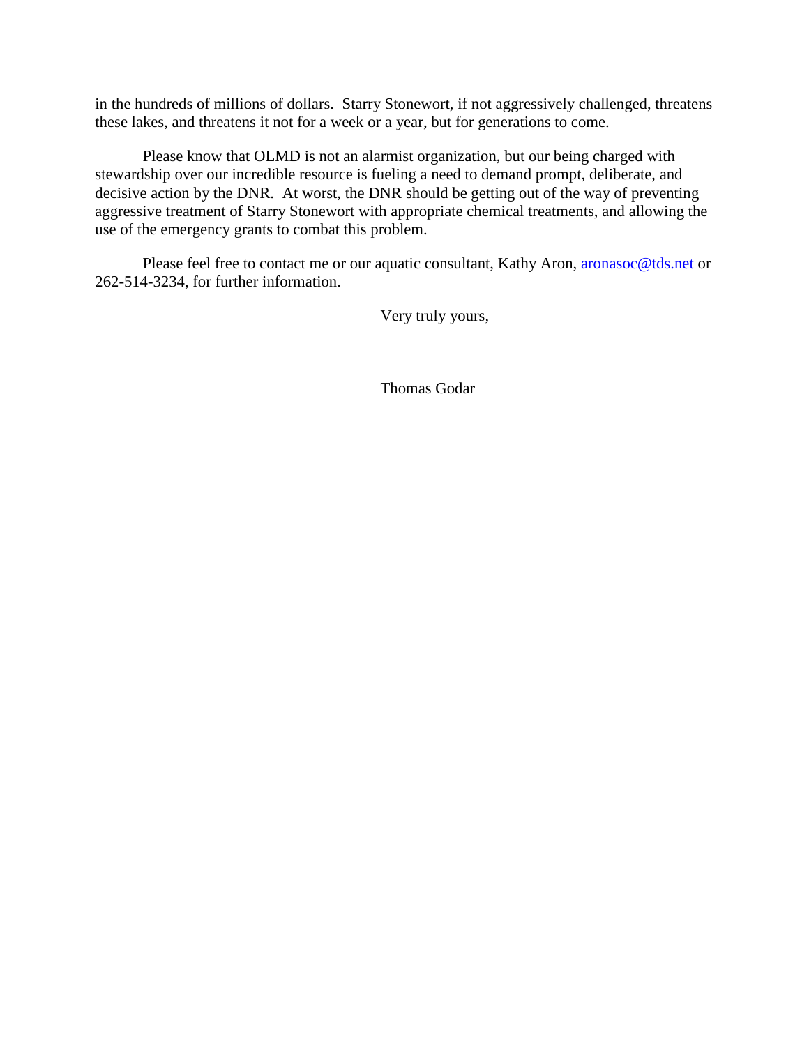in the hundreds of millions of dollars. Starry Stonewort, if not aggressively challenged, threatens these lakes, and threatens it not for a week or a year, but for generations to come.

Please know that OLMD is not an alarmist organization, but our being charged with stewardship over our incredible resource is fueling a need to demand prompt, deliberate, and decisive action by the DNR. At worst, the DNR should be getting out of the way of preventing aggressive treatment of Starry Stonewort with appropriate chemical treatments, and allowing the use of the emergency grants to combat this problem.

Please feel free to contact me or our aquatic consultant, Kathy Aron, aronasoc@tds.net or 262-514-3234, for further information.

Very truly yours,

Thomas Godar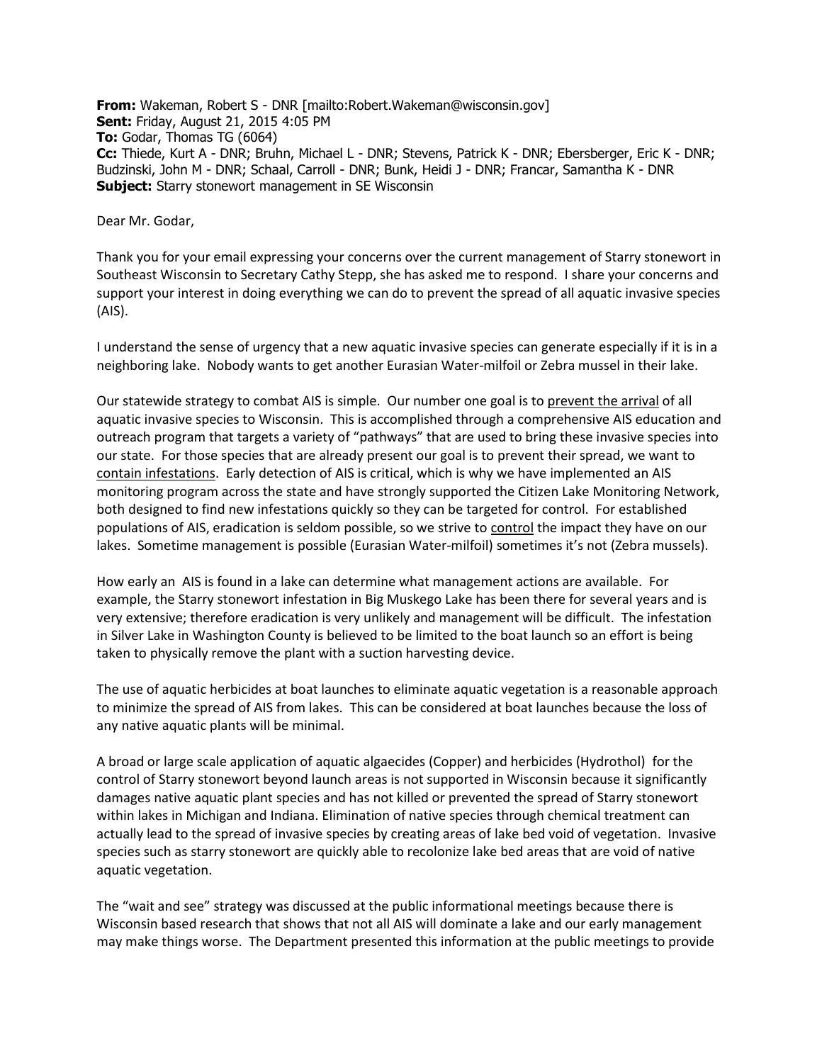**From:** Wakeman, Robert S - DNR [mailto:Robert.Wakeman@wisconsin.gov]
**Sent:** Friday, August 21, 2015 4:05 PM
**To:** Godar, Thomas TG (6064)
**Cc:** Thiede, Kurt A - DNR; Bruhn, Michael L - DNR; Stevens, Patrick K - DNR; Ebersberger, Eric K - DNR; Budzinski, John M - DNR; Schaal, Carroll - DNR; Bunk, Heidi J - DNR; Francar, Samantha K - DNR
**Subject:** Starry stonewort management in SE Wisconsin

Dear Mr. Godar,

Thank you for your email expressing your concerns over the current management of Starry stonewort in Southeast Wisconsin to Secretary Cathy Stepp, she has asked me to respond. I share your concerns and support your interest in doing everything we can do to prevent the spread of all aquatic invasive species (AIS).

I understand the sense of urgency that a new aquatic invasive species can generate especially if it is in a neighboring lake. Nobody wants to get another Eurasian Water-milfoil or Zebra mussel in their lake.

Our statewide strategy to combat AIS is simple. Our number one goal is to <u>prevent the arrival</u> of all aquatic invasive species to Wisconsin. This is accomplished through a comprehensive AIS education and outreach program that targets a variety of "pathways" that are used to bring these invasive species into our state. For those species that are already present our goal is to prevent their spread, we want to <u>contain infestations</u>. Early detection of AIS is critical, which is why we have implemented an AIS monitoring program across the state and have strongly supported the Citizen Lake Monitoring Network, both designed to find new infestations quickly so they can be targeted for control. For established populations of AIS, eradication is seldom possible, so we strive to <u>control</u> the impact they have on our lakes. Sometime management is possible (Eurasian Water-milfoil) sometimes it's not (Zebra mussels).

How early an AIS is found in a lake can determine what management actions are available. For example, the Starry stonewort infestation in Big Muskego Lake has been there for several years and is very extensive; therefore eradication is very unlikely and management will be difficult. The infestation in Silver Lake in Washington County is believed to be limited to the boat launch so an effort is being taken to physically remove the plant with a suction harvesting device.

The use of aquatic herbicides at boat launches to eliminate aquatic vegetation is a reasonable approach to minimize the spread of AIS from lakes. This can be considered at boat launches because the loss of any native aquatic plants will be minimal.

A broad or large scale application of aquatic algaecides (Copper) and herbicides (Hydrothol) for the control of Starry stonewort beyond launch areas is not supported in Wisconsin because it significantly damages native aquatic plant species and has not killed or prevented the spread of Starry stonewort within lakes in Michigan and Indiana. Elimination of native species through chemical treatment can actually lead to the spread of invasive species by creating areas of lake bed void of vegetation. Invasive species such as starry stonewort are quickly able to recolonize lake bed areas that are void of native aquatic vegetation.

The "wait and see" strategy was discussed at the public informational meetings because there is Wisconsin based research that shows that not all AIS will dominate a lake and our early management may make things worse. The Department presented this information at the public meetings to provide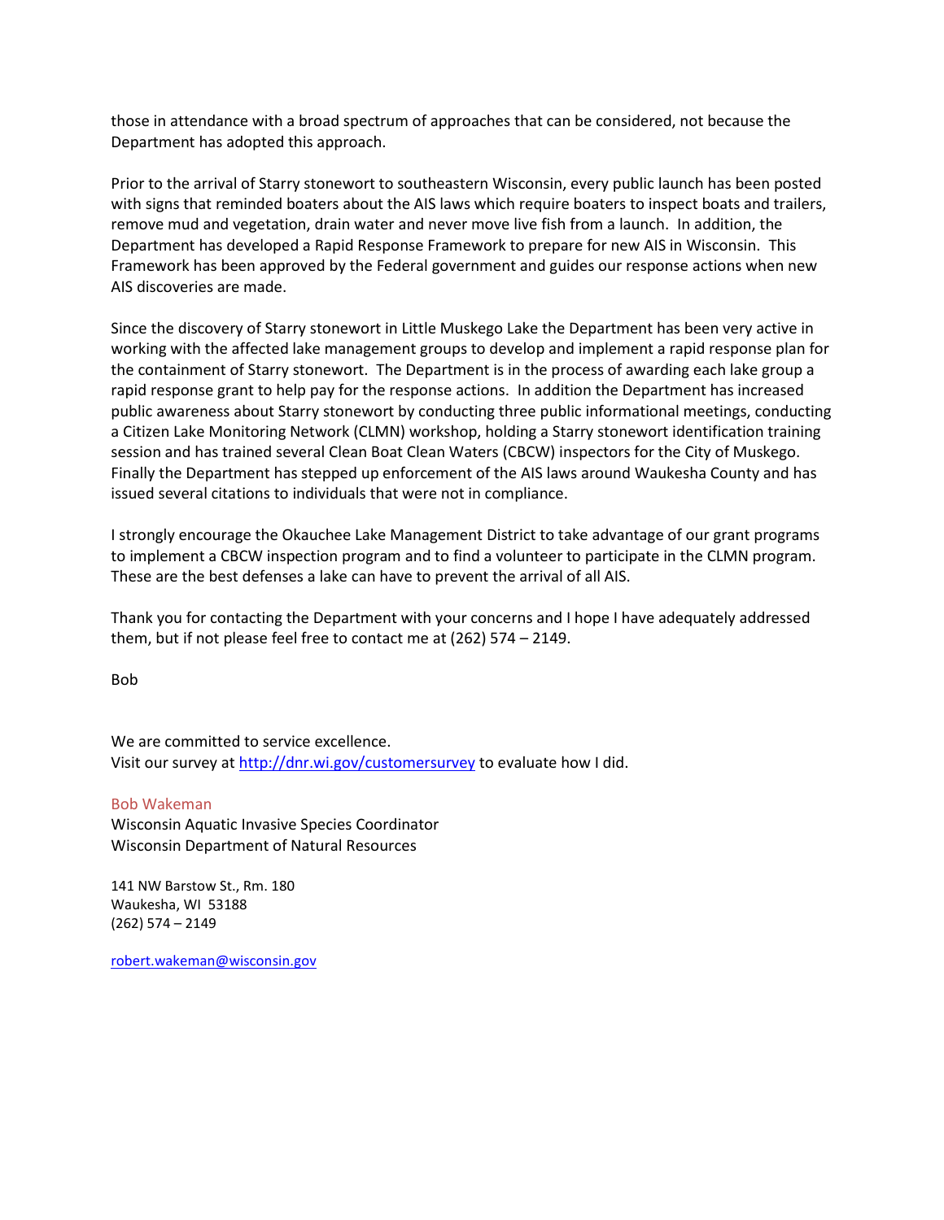those in attendance with a broad spectrum of approaches that can be considered, not because the Department has adopted this approach.

Prior to the arrival of Starry stonewort to southeastern Wisconsin, every public launch has been posted with signs that reminded boaters about the AIS laws which require boaters to inspect boats and trailers, remove mud and vegetation, drain water and never move live fish from a launch. In addition, the Department has developed a Rapid Response Framework to prepare for new AIS in Wisconsin. This Framework has been approved by the Federal government and guides our response actions when new AIS discoveries are made.

Since the discovery of Starry stonewort in Little Muskego Lake the Department has been very active in working with the affected lake management groups to develop and implement a rapid response plan for the containment of Starry stonewort. The Department is in the process of awarding each lake group a rapid response grant to help pay for the response actions. In addition the Department has increased public awareness about Starry stonewort by conducting three public informational meetings, conducting a Citizen Lake Monitoring Network (CLMN) workshop, holding a Starry stonewort identification training session and has trained several Clean Boat Clean Waters (CBCW) inspectors for the City of Muskego. Finally the Department has stepped up enforcement of the AIS laws around Waukesha County and has issued several citations to individuals that were not in compliance.

I strongly encourage the Okauchee Lake Management District to take advantage of our grant programs to implement a CBCW inspection program and to find a volunteer to participate in the CLMN program. These are the best defenses a lake can have to prevent the arrival of all AIS.

Thank you for contacting the Department with your concerns and I hope I have adequately addressed them, but if not please feel free to contact me at (262) 574 – 2149.

Bob

We are committed to service excellence.
Visit our survey at http://dnr.wi.gov/customersurvey to evaluate how I did.

Bob Wakeman
Wisconsin Aquatic Invasive Species Coordinator
Wisconsin Department of Natural Resources

141 NW Barstow St., Rm. 180
Waukesha, WI 53188
(262) 574 – 2149

robert.wakeman@wisconsin.gov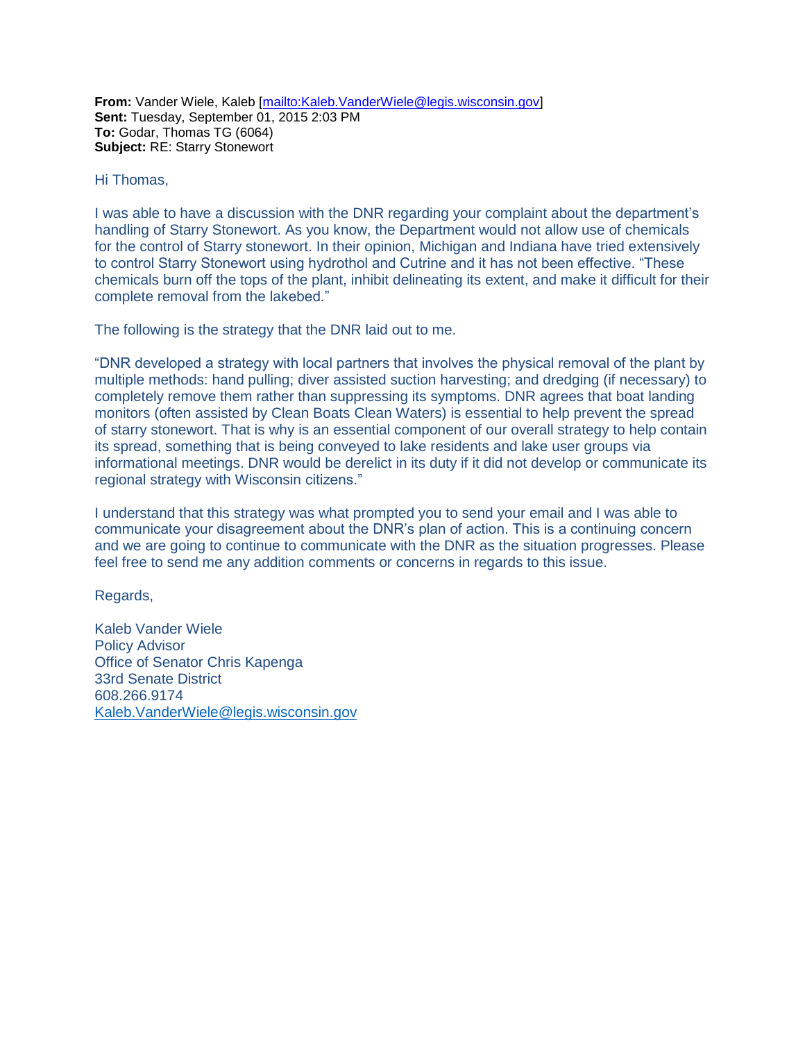**From:** Vander Wiele, Kaleb [mailto:Kaleb.VanderWiele@legis.wisconsin.gov]
**Sent:** Tuesday, September 01, 2015 2:03 PM
**To:** Godar, Thomas TG (6064)
**Subject:** RE: Starry Stonewort

Hi Thomas,

I was able to have a discussion with the DNR regarding your complaint about the department's handling of Starry Stonewort. As you know, the Department would not allow use of chemicals for the control of Starry stonewort. In their opinion, Michigan and Indiana have tried extensively to control Starry Stonewort using hydrothol and Cutrine and it has not been effective. "These chemicals burn off the tops of the plant, inhibit delineating its extent, and make it difficult for their complete removal from the lakebed."

The following is the strategy that the DNR laid out to me.

"DNR developed a strategy with local partners that involves the physical removal of the plant by multiple methods: hand pulling; diver assisted suction harvesting; and dredging (if necessary) to completely remove them rather than suppressing its symptoms. DNR agrees that boat landing monitors (often assisted by Clean Boats Clean Waters) is essential to help prevent the spread of starry stonewort. That is why is an essential component of our overall strategy to help contain its spread, something that is being conveyed to lake residents and lake user groups via informational meetings. DNR would be derelict in its duty if it did not develop or communicate its regional strategy with Wisconsin citizens."

I understand that this strategy was what prompted you to send your email and I was able to communicate your disagreement about the DNR's plan of action. This is a continuing concern and we are going to continue to communicate with the DNR as the situation progresses. Please feel free to send me any addition comments or concerns in regards to this issue.

Regards,

Kaleb Vander Wiele
Policy Advisor
Office of Senator Chris Kapenga
33rd Senate District
608.266.9174
Kaleb.VanderWiele@legis.wisconsin.gov